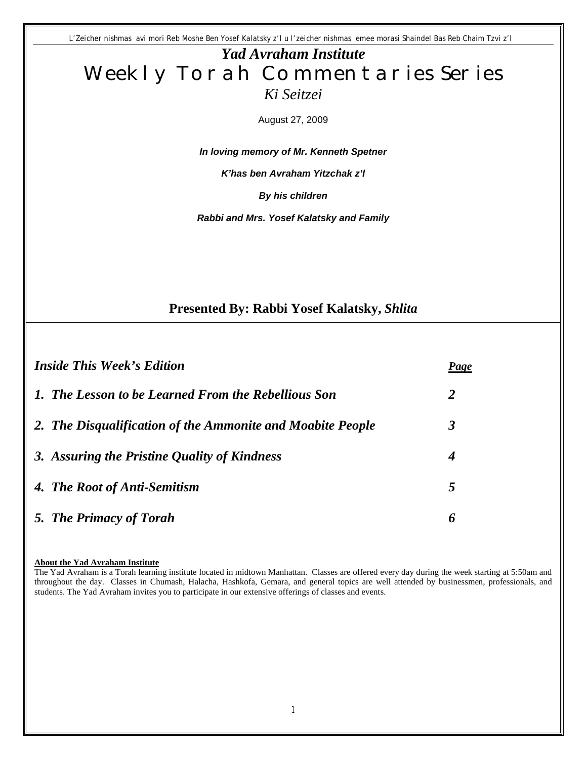L'Zeicher nishmas avi mori Reb Moshe Ben Yosef Kalatsky z'l u l'zeicher nishmas emee morasi Shaindel Bas Reb Chaim Tzvi z'l

# *Yad Avraham Institute*

# Weekly Torah Commentaries Series

## *Ki Seitzei*

August 27, 2009

***In loving memory of Mr. Kenneth Spetner***

***K'has ben Avraham Yitzchak z'l***

***By his children***

***Rabbi and Mrs. Yosef Kalatsky and Family***

## Presented By: Rabbi Yosef Kalatsky, *Shlita*

| ***Inside This Week's Edition*** | ***Page*** |
|---|---|
| ***1. The Lesson to be Learned From the Rebellious Son*** | ***2*** |
| ***2. The Disqualification of the Ammonite and Moabite People*** | ***3*** |
| ***3. Assuring the Pristine Quality of Kindness*** | ***4*** |
| ***4. The Root of Anti-Semitism*** | ***5*** |
| ***5. The Primacy of Torah*** | ***6*** |

**About the Yad Avraham Institute**

The Yad Avraham is a Torah learning institute located in midtown Manhattan. Classes are offered every day during the week starting at 5:50am and throughout the day. Classes in Chumash, Halacha, Hashkofa, Gemara, and general topics are well attended by businessmen, professionals, and students. The Yad Avraham invites you to participate in our extensive offerings of classes and events.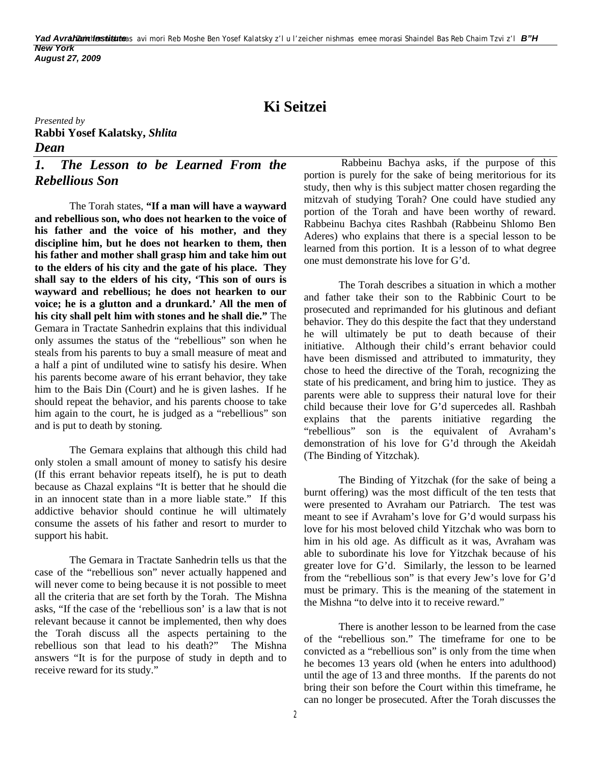## Ki Seitzei

*Presented by*
**Rabbi Yosef Kalatsky,** ***Shlita***
***Dean***

### *1. The Lesson to be Learned From the Rebellious Son*

The Torah states, **"If a man will have a wayward and rebellious son, who does not hearken to the voice of his father and the voice of his mother, and they discipline him, but he does not hearken to them, then his father and mother shall grasp him and take him out to the elders of his city and the gate of his place. They shall say to the elders of his city, 'This son of ours is wayward and rebellious; he does not hearken to our voice; he is a glutton and a drunkard.' All the men of his city shall pelt him with stones and he shall die."** The Gemara in Tractate Sanhedrin explains that this individual only assumes the status of the "rebellious" son when he steals from his parents to buy a small measure of meat and a half a pint of undiluted wine to satisfy his desire. When his parents become aware of his errant behavior, they take him to the Bais Din (Court) and he is given lashes. If he should repeat the behavior, and his parents choose to take him again to the court, he is judged as a "rebellious" son and is put to death by stoning.

The Gemara explains that although this child had only stolen a small amount of money to satisfy his desire (If this errant behavior repeats itself), he is put to death because as Chazal explains "It is better that he should die in an innocent state than in a more liable state." If this addictive behavior should continue he will ultimately consume the assets of his father and resort to murder to support his habit.

The Gemara in Tractate Sanhedrin tells us that the case of the "rebellious son" never actually happened and will never come to being because it is not possible to meet all the criteria that are set forth by the Torah. The Mishna asks, "If the case of the 'rebellious son' is a law that is not relevant because it cannot be implemented, then why does the Torah discuss all the aspects pertaining to the rebellious son that lead to his death?" The Mishna answers "It is for the purpose of study in depth and to receive reward for its study."

Rabbeinu Bachya asks, if the purpose of this portion is purely for the sake of being meritorious for its study, then why is this subject matter chosen regarding the mitzvah of studying Torah? One could have studied any portion of the Torah and have been worthy of reward. Rabbeinu Bachya cites Rashbah (Rabbeinu Shlomo Ben Aderes) who explains that there is a special lesson to be learned from this portion. It is a lesson of to what degree one must demonstrate his love for G'd.

The Torah describes a situation in which a mother and father take their son to the Rabbinic Court to be prosecuted and reprimanded for his glutinous and defiant behavior. They do this despite the fact that they understand he will ultimately be put to death because of their initiative. Although their child's errant behavior could have been dismissed and attributed to immaturity, they chose to heed the directive of the Torah, recognizing the state of his predicament, and bring him to justice. They as parents were able to suppress their natural love for their child because their love for G'd supercedes all. Rashbah explains that the parents initiative regarding the "rebellious" son is the equivalent of Avraham's demonstration of his love for G'd through the Akeidah (The Binding of Yitzchak).

The Binding of Yitzchak (for the sake of being a burnt offering) was the most difficult of the ten tests that were presented to Avraham our Patriarch. The test was meant to see if Avraham's love for G'd would surpass his love for his most beloved child Yitzchak who was born to him in his old age. As difficult as it was, Avraham was able to subordinate his love for Yitzchak because of his greater love for G'd. Similarly, the lesson to be learned from the "rebellious son" is that every Jew's love for G'd must be primary. This is the meaning of the statement in the Mishna "to delve into it to receive reward."

There is another lesson to be learned from the case of the "rebellious son." The timeframe for one to be convicted as a "rebellious son" is only from the time when he becomes 13 years old (when he enters into adulthood) until the age of 13 and three months. If the parents do not bring their son before the Court within this timeframe, he can no longer be prosecuted. After the Torah discusses the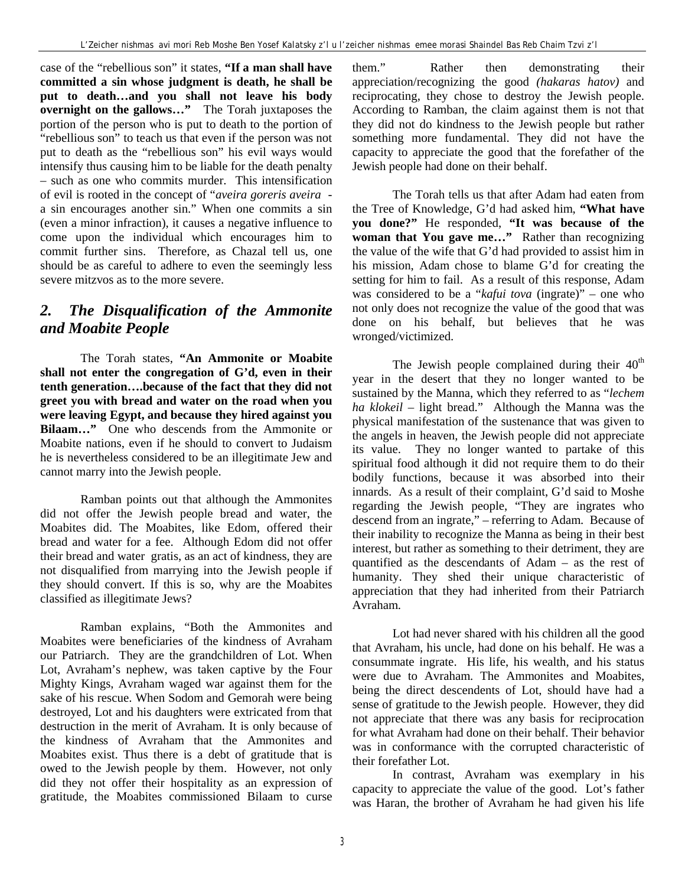case of the "rebellious son" it states, **"If a man shall have committed a sin whose judgment is death, he shall be put to death…and you shall not leave his body overnight on the gallows…"** The Torah juxtaposes the portion of the person who is put to death to the portion of "rebellious son" to teach us that even if the person was not put to death as the "rebellious son" his evil ways would intensify thus causing him to be liable for the death penalty – such as one who commits murder. This intensification of evil is rooted in the concept of "*aveira goreris aveira* - a sin encourages another sin." When one commits a sin (even a minor infraction), it causes a negative influence to come upon the individual which encourages him to commit further sins. Therefore, as Chazal tell us, one should be as careful to adhere to even the seemingly less severe mitzvos as to the more severe.

## *2. The Disqualification of the Ammonite and Moabite People*

The Torah states, **"An Ammonite or Moabite shall not enter the congregation of G'd, even in their tenth generation….because of the fact that they did not greet you with bread and water on the road when you were leaving Egypt, and because they hired against you Bilaam…"** One who descends from the Ammonite or Moabite nations, even if he should to convert to Judaism he is nevertheless considered to be an illegitimate Jew and cannot marry into the Jewish people.

Ramban points out that although the Ammonites did not offer the Jewish people bread and water, the Moabites did. The Moabites, like Edom, offered their bread and water for a fee. Although Edom did not offer their bread and water gratis, as an act of kindness, they are not disqualified from marrying into the Jewish people if they should convert. If this is so, why are the Moabites classified as illegitimate Jews?

Ramban explains, "Both the Ammonites and Moabites were beneficiaries of the kindness of Avraham our Patriarch. They are the grandchildren of Lot. When Lot, Avraham's nephew, was taken captive by the Four Mighty Kings, Avraham waged war against them for the sake of his rescue. When Sodom and Gemorah were being destroyed, Lot and his daughters were extricated from that destruction in the merit of Avraham. It is only because of the kindness of Avraham that the Ammonites and Moabites exist. Thus there is a debt of gratitude that is owed to the Jewish people by them. However, not only did they not offer their hospitality as an expression of gratitude, the Moabites commissioned Bilaam to curse them." Rather then demonstrating their appreciation/recognizing the good *(hakaras hatov)* and reciprocating, they chose to destroy the Jewish people. According to Ramban, the claim against them is not that they did not do kindness to the Jewish people but rather something more fundamental. They did not have the capacity to appreciate the good that the forefather of the Jewish people had done on their behalf.

The Torah tells us that after Adam had eaten from the Tree of Knowledge, G'd had asked him, **"What have you done?"** He responded, **"It was because of the woman that You gave me…"** Rather than recognizing the value of the wife that G'd had provided to assist him in his mission, Adam chose to blame G'd for creating the setting for him to fail. As a result of this response, Adam was considered to be a "*kafui tova* (ingrate)" – one who not only does not recognize the value of the good that was done on his behalf, but believes that he was wronged/victimized.

The Jewish people complained during their 40th year in the desert that they no longer wanted to be sustained by the Manna, which they referred to as "*lechem ha klokeil* – light bread." Although the Manna was the physical manifestation of the sustenance that was given to the angels in heaven, the Jewish people did not appreciate its value. They no longer wanted to partake of this spiritual food although it did not require them to do their bodily functions, because it was absorbed into their innards. As a result of their complaint, G'd said to Moshe regarding the Jewish people, "They are ingrates who descend from an ingrate," – referring to Adam. Because of their inability to recognize the Manna as being in their best interest, but rather as something to their detriment, they are quantified as the descendants of Adam – as the rest of humanity. They shed their unique characteristic of appreciation that they had inherited from their Patriarch Avraham.

Lot had never shared with his children all the good that Avraham, his uncle, had done on his behalf. He was a consummate ingrate. His life, his wealth, and his status were due to Avraham. The Ammonites and Moabites, being the direct descendents of Lot, should have had a sense of gratitude to the Jewish people. However, they did not appreciate that there was any basis for reciprocation for what Avraham had done on their behalf. Their behavior was in conformance with the corrupted characteristic of their forefather Lot.

In contrast, Avraham was exemplary in his capacity to appreciate the value of the good. Lot's father was Haran, the brother of Avraham he had given his life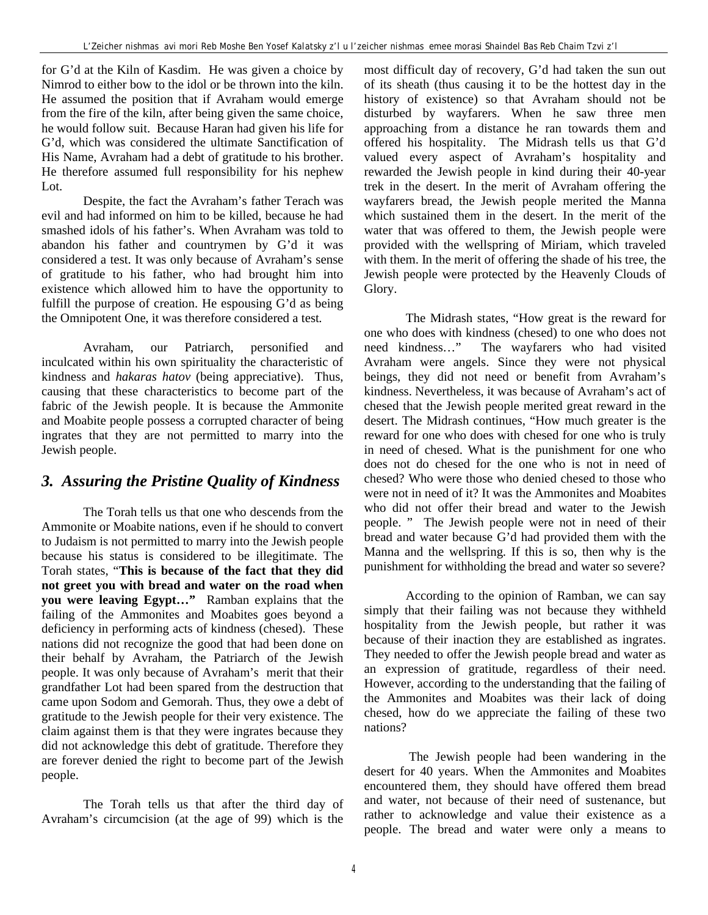for G'd at the Kiln of Kasdim. He was given a choice by Nimrod to either bow to the idol or be thrown into the kiln. He assumed the position that if Avraham would emerge from the fire of the kiln, after being given the same choice, he would follow suit. Because Haran had given his life for G'd, which was considered the ultimate Sanctification of His Name, Avraham had a debt of gratitude to his brother. He therefore assumed full responsibility for his nephew Lot.

Despite, the fact the Avraham's father Terach was evil and had informed on him to be killed, because he had smashed idols of his father's. When Avraham was told to abandon his father and countrymen by G'd it was considered a test. It was only because of Avraham's sense of gratitude to his father, who had brought him into existence which allowed him to have the opportunity to fulfill the purpose of creation. He espousing G'd as being the Omnipotent One, it was therefore considered a test.

Avraham, our Patriarch, personified and inculcated within his own spirituality the characteristic of kindness and *hakaras hatov* (being appreciative). Thus, causing that these characteristics to become part of the fabric of the Jewish people. It is because the Ammonite and Moabite people possess a corrupted character of being ingrates that they are not permitted to marry into the Jewish people.

## *3. Assuring the Pristine Quality of Kindness*

The Torah tells us that one who descends from the Ammonite or Moabite nations, even if he should to convert to Judaism is not permitted to marry into the Jewish people because his status is considered to be illegitimate. The Torah states, "**This is because of the fact that they did not greet you with bread and water on the road when you were leaving Egypt…"** Ramban explains that the failing of the Ammonites and Moabites goes beyond a deficiency in performing acts of kindness (chesed). These nations did not recognize the good that had been done on their behalf by Avraham, the Patriarch of the Jewish people. It was only because of Avraham's merit that their grandfather Lot had been spared from the destruction that came upon Sodom and Gemorah. Thus, they owe a debt of gratitude to the Jewish people for their very existence. The claim against them is that they were ingrates because they did not acknowledge this debt of gratitude. Therefore they are forever denied the right to become part of the Jewish people.

The Torah tells us that after the third day of Avraham's circumcision (at the age of 99) which is the most difficult day of recovery, G'd had taken the sun out of its sheath (thus causing it to be the hottest day in the history of existence) so that Avraham should not be disturbed by wayfarers. When he saw three men approaching from a distance he ran towards them and offered his hospitality. The Midrash tells us that G'd valued every aspect of Avraham's hospitality and rewarded the Jewish people in kind during their 40-year trek in the desert. In the merit of Avraham offering the wayfarers bread, the Jewish people merited the Manna which sustained them in the desert. In the merit of the water that was offered to them, the Jewish people were provided with the wellspring of Miriam, which traveled with them. In the merit of offering the shade of his tree, the Jewish people were protected by the Heavenly Clouds of Glory.

The Midrash states, "How great is the reward for one who does with kindness (chesed) to one who does not need kindness…" The wayfarers who had visited Avraham were angels. Since they were not physical beings, they did not need or benefit from Avraham's kindness. Nevertheless, it was because of Avraham's act of chesed that the Jewish people merited great reward in the desert. The Midrash continues, "How much greater is the reward for one who does with chesed for one who is truly in need of chesed. What is the punishment for one who does not do chesed for the one who is not in need of chesed? Who were those who denied chesed to those who were not in need of it? It was the Ammonites and Moabites who did not offer their bread and water to the Jewish people. " The Jewish people were not in need of their bread and water because G'd had provided them with the Manna and the wellspring. If this is so, then why is the punishment for withholding the bread and water so severe?

According to the opinion of Ramban, we can say simply that their failing was not because they withheld hospitality from the Jewish people, but rather it was because of their inaction they are established as ingrates. They needed to offer the Jewish people bread and water as an expression of gratitude, regardless of their need. However, according to the understanding that the failing of the Ammonites and Moabites was their lack of doing chesed, how do we appreciate the failing of these two nations?

The Jewish people had been wandering in the desert for 40 years. When the Ammonites and Moabites encountered them, they should have offered them bread and water, not because of their need of sustenance, but rather to acknowledge and value their existence as a people. The bread and water were only a means to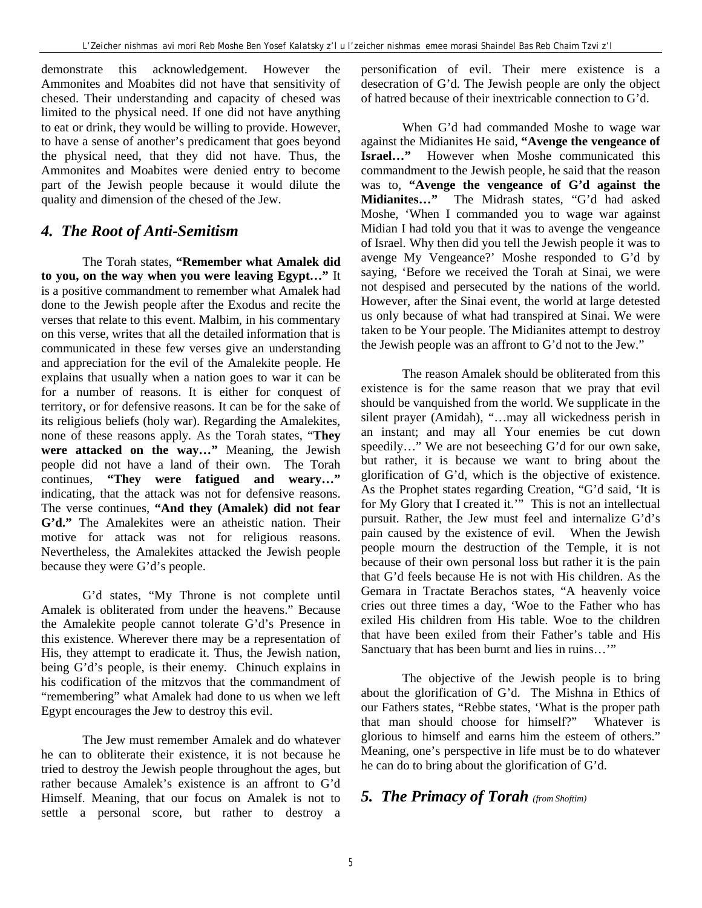demonstrate this acknowledgement. However the Ammonites and Moabites did not have that sensitivity of chesed. Their understanding and capacity of chesed was limited to the physical need. If one did not have anything to eat or drink, they would be willing to provide. However, to have a sense of another's predicament that goes beyond the physical need, that they did not have. Thus, the Ammonites and Moabites were denied entry to become part of the Jewish people because it would dilute the quality and dimension of the chesed of the Jew.

## *4. The Root of Anti-Semitism*

The Torah states, **"Remember what Amalek did to you, on the way when you were leaving Egypt…"** It is a positive commandment to remember what Amalek had done to the Jewish people after the Exodus and recite the verses that relate to this event. Malbim, in his commentary on this verse, writes that all the detailed information that is communicated in these few verses give an understanding and appreciation for the evil of the Amalekite people. He explains that usually when a nation goes to war it can be for a number of reasons. It is either for conquest of territory, or for defensive reasons. It can be for the sake of its religious beliefs (holy war). Regarding the Amalekites, none of these reasons apply. As the Torah states, "**They were attacked on the way…"** Meaning, the Jewish people did not have a land of their own. The Torah continues, **"They were fatigued and weary…"** indicating, that the attack was not for defensive reasons. The verse continues, **"And they (Amalek) did not fear G'd."** The Amalekites were an atheistic nation. Their motive for attack was not for religious reasons. Nevertheless, the Amalekites attacked the Jewish people because they were G'd's people.

G'd states, "My Throne is not complete until Amalek is obliterated from under the heavens." Because the Amalekite people cannot tolerate G'd's Presence in this existence. Wherever there may be a representation of His, they attempt to eradicate it. Thus, the Jewish nation, being G'd's people, is their enemy. Chinuch explains in his codification of the mitzvos that the commandment of "remembering" what Amalek had done to us when we left Egypt encourages the Jew to destroy this evil.

The Jew must remember Amalek and do whatever he can to obliterate their existence, it is not because he tried to destroy the Jewish people throughout the ages, but rather because Amalek's existence is an affront to G'd Himself. Meaning, that our focus on Amalek is not to settle a personal score, but rather to destroy a personification of evil. Their mere existence is a desecration of G'd. The Jewish people are only the object of hatred because of their inextricable connection to G'd.

When G'd had commanded Moshe to wage war against the Midianites He said, **"Avenge the vengeance of Israel…"** However when Moshe communicated this commandment to the Jewish people, he said that the reason was to, **"Avenge the vengeance of G'd against the Midianites…"** The Midrash states, "G'd had asked Moshe, 'When I commanded you to wage war against Midian I had told you that it was to avenge the vengeance of Israel. Why then did you tell the Jewish people it was to avenge My Vengeance?' Moshe responded to G'd by saying, 'Before we received the Torah at Sinai, we were not despised and persecuted by the nations of the world. However, after the Sinai event, the world at large detested us only because of what had transpired at Sinai. We were taken to be Your people. The Midianites attempt to destroy the Jewish people was an affront to G'd not to the Jew."

The reason Amalek should be obliterated from this existence is for the same reason that we pray that evil should be vanquished from the world. We supplicate in the silent prayer (Amidah), "…may all wickedness perish in an instant; and may all Your enemies be cut down speedily…" We are not beseeching G'd for our own sake, but rather, it is because we want to bring about the glorification of G'd, which is the objective of existence. As the Prophet states regarding Creation, "G'd said, 'It is for My Glory that I created it.'" This is not an intellectual pursuit. Rather, the Jew must feel and internalize G'd's pain caused by the existence of evil. When the Jewish people mourn the destruction of the Temple, it is not because of their own personal loss but rather it is the pain that G'd feels because He is not with His children. As the Gemara in Tractate Berachos states, "A heavenly voice cries out three times a day, 'Woe to the Father who has exiled His children from His table. Woe to the children that have been exiled from their Father's table and His Sanctuary that has been burnt and lies in ruins…'"

The objective of the Jewish people is to bring about the glorification of G'd. The Mishna in Ethics of our Fathers states, "Rebbe states, 'What is the proper path that man should choose for himself?" Whatever is glorious to himself and earns him the esteem of others." Meaning, one's perspective in life must be to do whatever he can do to bring about the glorification of G'd.

## *5. The Primacy of Torah* *(from Shoftim)*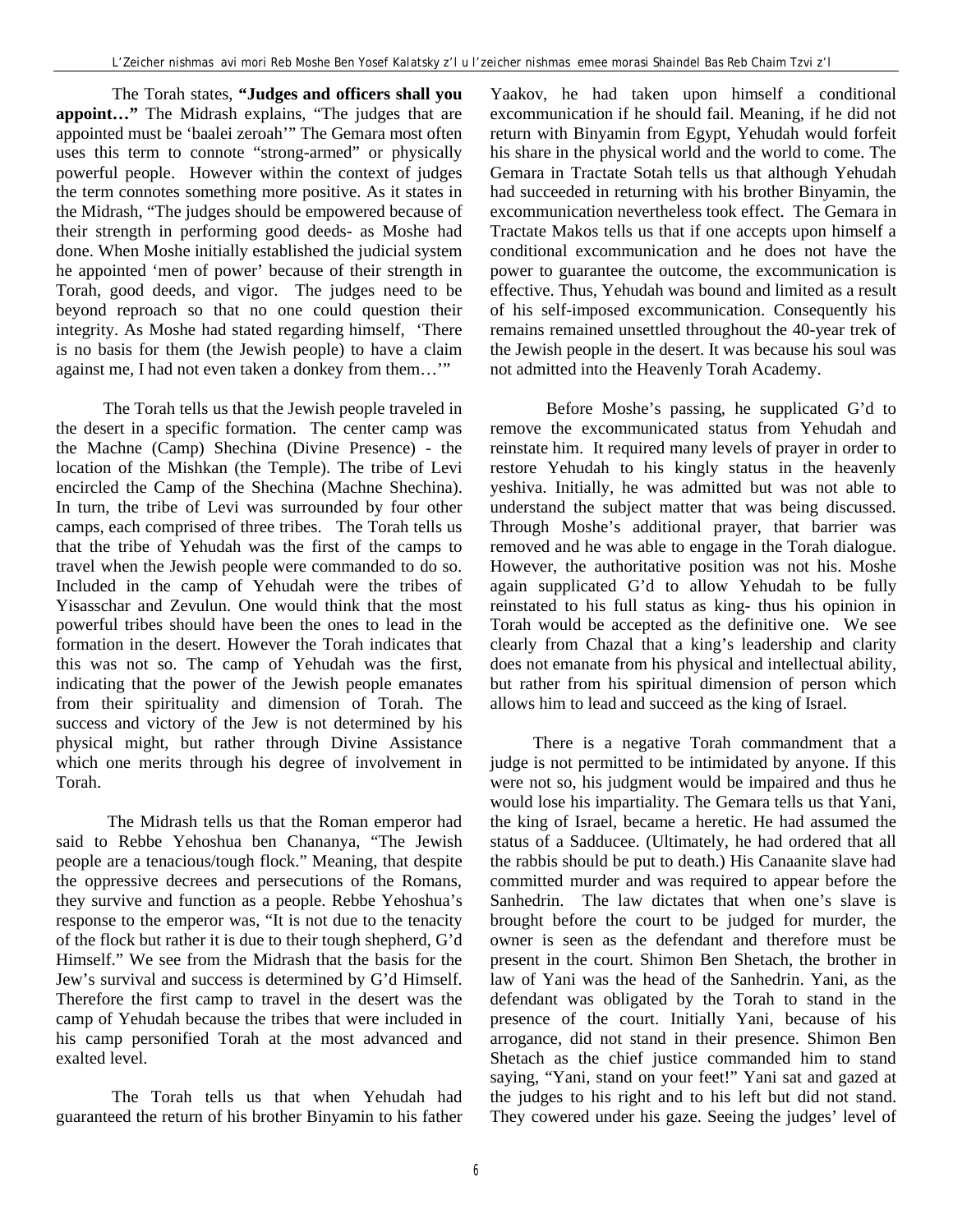The Torah states, **"Judges and officers shall you appoint…"** The Midrash explains, "The judges that are appointed must be 'baalei zeroah'" The Gemara most often uses this term to connote "strong-armed" or physically powerful people. However within the context of judges the term connotes something more positive. As it states in the Midrash, "The judges should be empowered because of their strength in performing good deeds- as Moshe had done. When Moshe initially established the judicial system he appointed 'men of power' because of their strength in Torah, good deeds, and vigor. The judges need to be beyond reproach so that no one could question their integrity. As Moshe had stated regarding himself, 'There is no basis for them (the Jewish people) to have a claim against me, I had not even taken a donkey from them…'"

The Torah tells us that the Jewish people traveled in the desert in a specific formation. The center camp was the Machne (Camp) Shechina (Divine Presence) - the location of the Mishkan (the Temple). The tribe of Levi encircled the Camp of the Shechina (Machne Shechina). In turn, the tribe of Levi was surrounded by four other camps, each comprised of three tribes. The Torah tells us that the tribe of Yehudah was the first of the camps to travel when the Jewish people were commanded to do so. Included in the camp of Yehudah were the tribes of Yisasschar and Zevulun. One would think that the most powerful tribes should have been the ones to lead in the formation in the desert. However the Torah indicates that this was not so. The camp of Yehudah was the first, indicating that the power of the Jewish people emanates from their spirituality and dimension of Torah. The success and victory of the Jew is not determined by his physical might, but rather through Divine Assistance which one merits through his degree of involvement in Torah.

The Midrash tells us that the Roman emperor had said to Rebbe Yehoshua ben Chananya, "The Jewish people are a tenacious/tough flock." Meaning, that despite the oppressive decrees and persecutions of the Romans, they survive and function as a people. Rebbe Yehoshua's response to the emperor was, "It is not due to the tenacity of the flock but rather it is due to their tough shepherd, G'd Himself." We see from the Midrash that the basis for the Jew's survival and success is determined by G'd Himself. Therefore the first camp to travel in the desert was the camp of Yehudah because the tribes that were included in his camp personified Torah at the most advanced and exalted level.

The Torah tells us that when Yehudah had guaranteed the return of his brother Binyamin to his father Yaakov, he had taken upon himself a conditional excommunication if he should fail. Meaning, if he did not return with Binyamin from Egypt, Yehudah would forfeit his share in the physical world and the world to come. The Gemara in Tractate Sotah tells us that although Yehudah had succeeded in returning with his brother Binyamin, the excommunication nevertheless took effect. The Gemara in Tractate Makos tells us that if one accepts upon himself a conditional excommunication and he does not have the power to guarantee the outcome, the excommunication is effective. Thus, Yehudah was bound and limited as a result of his self-imposed excommunication. Consequently his remains remained unsettled throughout the 40-year trek of the Jewish people in the desert. It was because his soul was not admitted into the Heavenly Torah Academy.

Before Moshe's passing, he supplicated G'd to remove the excommunicated status from Yehudah and reinstate him. It required many levels of prayer in order to restore Yehudah to his kingly status in the heavenly yeshiva. Initially, he was admitted but was not able to understand the subject matter that was being discussed. Through Moshe's additional prayer, that barrier was removed and he was able to engage in the Torah dialogue. However, the authoritative position was not his. Moshe again supplicated G'd to allow Yehudah to be fully reinstated to his full status as king- thus his opinion in Torah would be accepted as the definitive one. We see clearly from Chazal that a king's leadership and clarity does not emanate from his physical and intellectual ability, but rather from his spiritual dimension of person which allows him to lead and succeed as the king of Israel.

There is a negative Torah commandment that a judge is not permitted to be intimidated by anyone. If this were not so, his judgment would be impaired and thus he would lose his impartiality. The Gemara tells us that Yani, the king of Israel, became a heretic. He had assumed the status of a Sadducee. (Ultimately, he had ordered that all the rabbis should be put to death.) His Canaanite slave had committed murder and was required to appear before the Sanhedrin. The law dictates that when one's slave is brought before the court to be judged for murder, the owner is seen as the defendant and therefore must be present in the court. Shimon Ben Shetach, the brother in law of Yani was the head of the Sanhedrin. Yani, as the defendant was obligated by the Torah to stand in the presence of the court. Initially Yani, because of his arrogance, did not stand in their presence. Shimon Ben Shetach as the chief justice commanded him to stand saying, "Yani, stand on your feet!" Yani sat and gazed at the judges to his right and to his left but did not stand. They cowered under his gaze. Seeing the judges' level of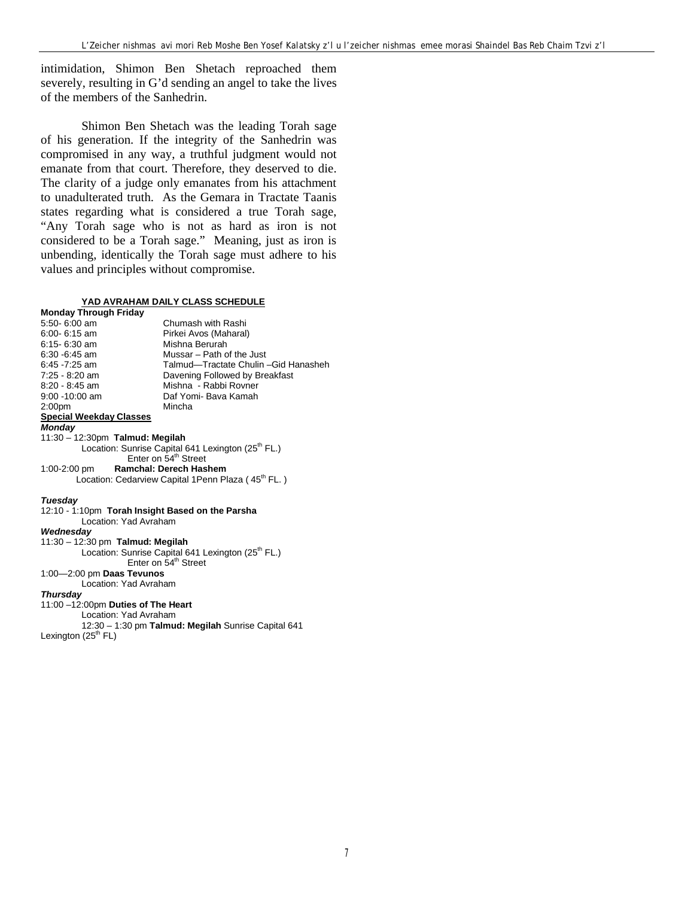intimidation, Shimon Ben Shetach reproached them severely, resulting in G'd sending an angel to take the lives of the members of the Sanhedrin.

Shimon Ben Shetach was the leading Torah sage of his generation. If the integrity of the Sanhedrin was compromised in any way, a truthful judgment would not emanate from that court. Therefore, they deserved to die. The clarity of a judge only emanates from his attachment to unadulterated truth. As the Gemara in Tractate Taanis states regarding what is considered a true Torah sage, "Any Torah sage who is not as hard as iron is not considered to be a Torah sage." Meaning, just as iron is unbending, identically the Torah sage must adhere to his values and principles without compromise.

## YAD AVRAHAM DAILY CLASS SCHEDULE

**Monday Through Friday**

| | |
|---|---|
| 5:50- 6:00 am | Chumash with Rashi |
| 6:00- 6:15 am | Pirkei Avos (Maharal) |
| 6:15- 6:30 am | Mishna Berurah |
| 6:30 -6:45 am | Mussar – Path of the Just |
| 6:45 -7:25 am | Talmud—Tractate Chulin –Gid Hanasheh |
| 7:25 - 8:20 am | Davening Followed by Breakfast |
| 8:20 - 8:45 am | Mishna - Rabbi Rovner |
| 9:00 -10:00 am | Daf Yomi- Bava Kamah |
| 2:00pm | Mincha |

**Special Weekday Classes**

***Monday***

11:30 – 12:30pm **Talmud: Megilah**
Location: Sunrise Capital 641 Lexington (25th FL.)
Enter on 54th Street

1:00-2:00 pm **Ramchal: Derech Hashem**
Location: Cedarview Capital 1Penn Plaza ( 45th FL. )

***Tuesday***

12:10 - 1:10pm **Torah Insight Based on the Parsha**
Location: Yad Avraham

***Wednesday***

11:30 – 12:30 pm **Talmud: Megilah**
Location: Sunrise Capital 641 Lexington (25th FL.)
Enter on 54th Street

1:00—2:00 pm **Daas Tevunos**
Location: Yad Avraham

***Thursday***

11:00 –12:00pm **Duties of The Heart**
Location: Yad Avraham

12:30 – 1:30 pm **Talmud: Megilah** Sunrise Capital 641 Lexington (25th FL)